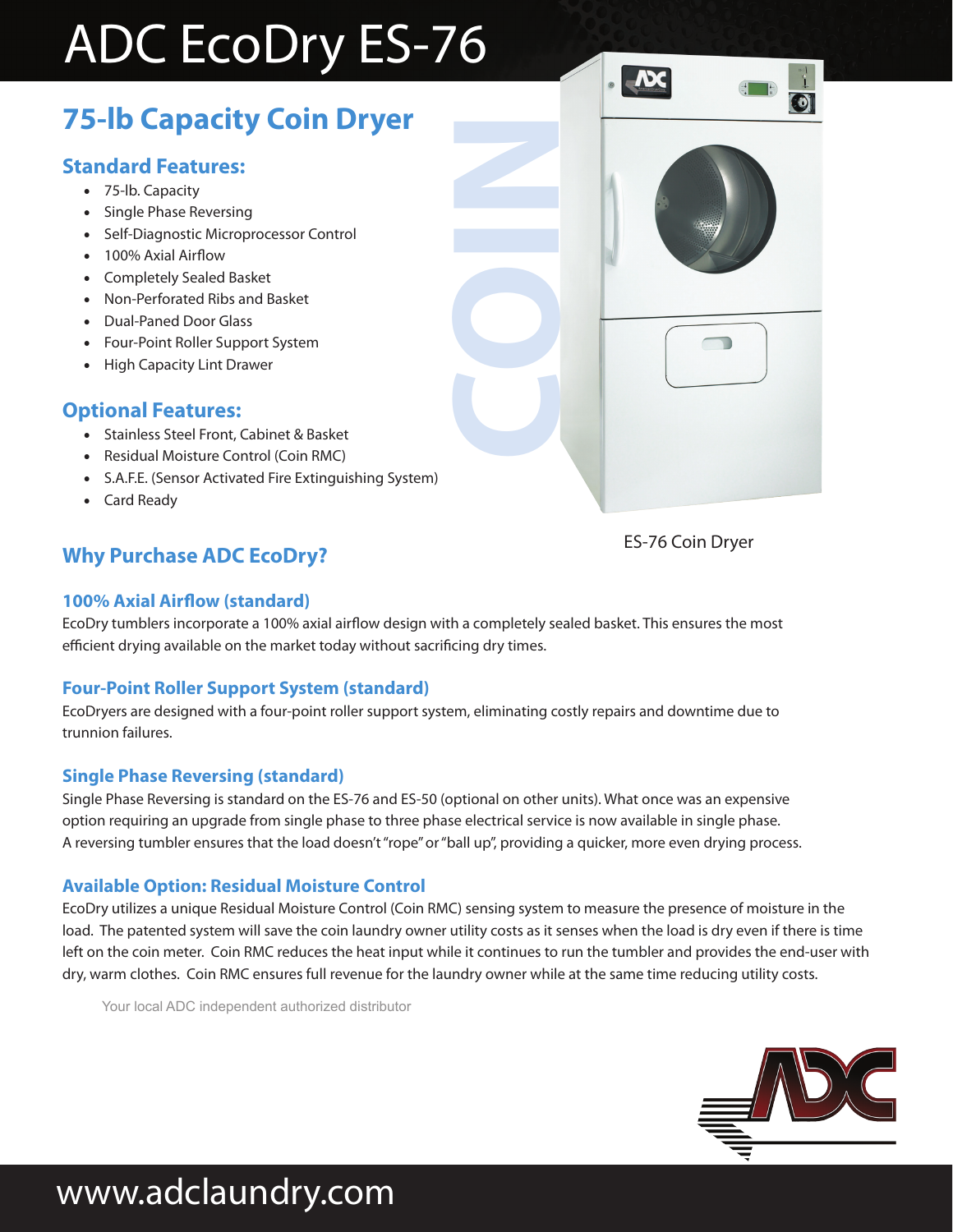# ADC EcoDry ES-76

## 75-lb Capacity Coin Dryer

### Standard Features:

- 75-lb. Capacity
- Single Phase Reversing
- Self-Diagnostic Microprocessor Control
- 100% Axial Airflow
- Completely Sealed Basket
- Non-Perforated Ribs and Basket
- Dual-Paned Door Glass
- Four-Point Roller Support System
- High Capacity Lint Drawer

### Optional Features:

- Stainless Steel Front, Cabinet & Basket
- Residual Moisture Control (Coin RMC)
- S.A.F.E. (Sensor Activated Fire Extinguishing System)
- Card Ready

COIN

ES-76 Coin Dryer

## Why Purchase ADC EcoDry?

### 100% Axial Airflow (standard)

EcoDry tumblers incorporate a 100% axial airflow design with a completely sealed basket. This ensures the most efficient drying available on the market today without sacrificing dry times.

### Four-Point Roller Support System (standard)

EcoDryers are designed with a four-point roller support system, eliminating costly repairs and downtime due to trunnion failures.

### Single Phase Reversing (standard)

Single Phase Reversing is standard on the ES-76 and ES-50 (optional on other units). What once was an expensive option requiring an upgrade from single phase to three phase electrical service is now available in single phase. A reversing tumbler ensures that the load doesn't "rope" or "ball up", providing a quicker, more even drying process.

### Available Option: Residual Moisture Control

EcoDry utilizes a unique Residual Moisture Control (Coin RMC) sensing system to measure the presence of moisture in the load. The patented system will save the coin laundry owner utility costs as it senses when the load is dry even if there is time left on the coin meter. Coin RMC reduces the heat input while it continues to run the tumbler and provides the end-user with dry, warm clothes. Coin RMC ensures full revenue for the laundry owner while at the same time reducing utility costs.

Your local ADC independent authorized distributor

www.adclaundry.com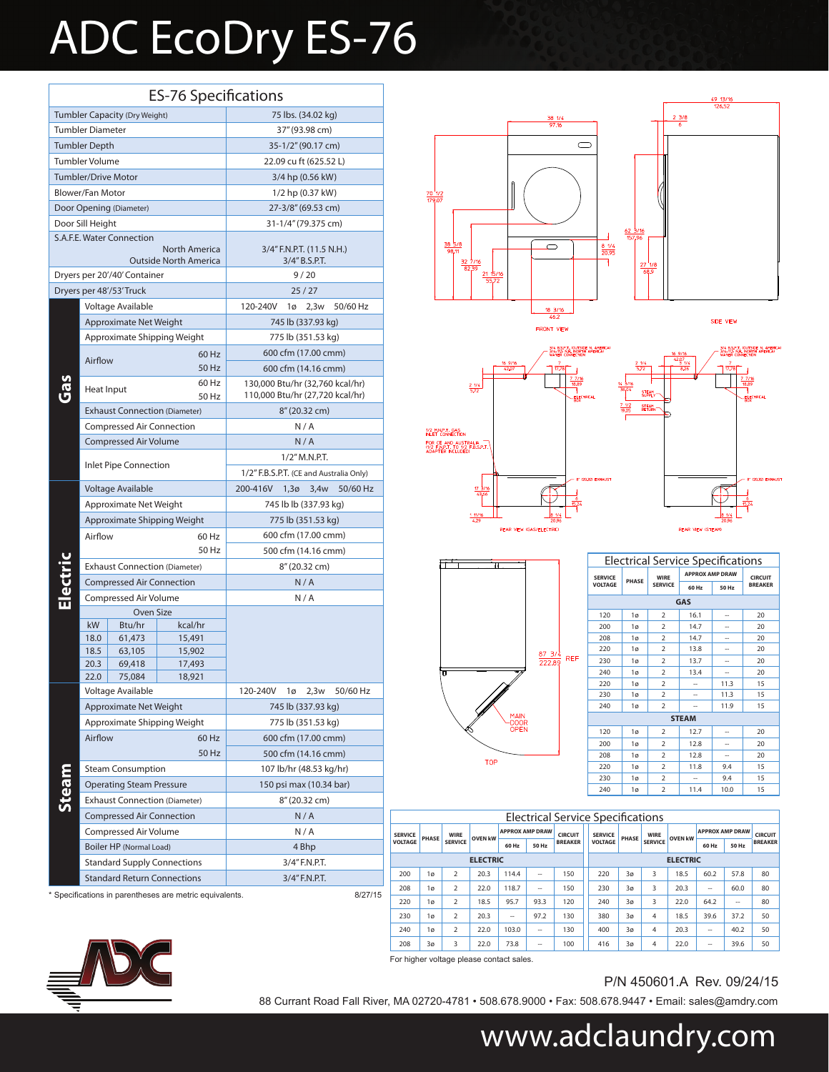# ADC EcoDry ES-76

## ES-76 Specifications

| | | |
|---|---|---|
| | Tumbler Capacity (Dry Weight) | 75 lbs. (34.02 kg) |
| | Tumbler Diameter | 37" (93.98 cm) |
| | Tumbler Depth | 35-1/2" (90.17 cm) |
| | Tumbler Volume | 22.09 cu ft (625.52 L) |
| | Tumbler/Drive Motor | 3/4 hp (0.56 kW) |
| | Blower/Fan Motor | 1/2 hp (0.37 kW) |
| | Door Opening (Diameter) | 27-3/8" (69.53 cm) |
| | Door Sill Height | 31-1/4" (79.375 cm) |
| | S.A.F.E. Water Connection North America / Outside North America | 3/4" F.N.P.T. (11.5 N.H.) / 3/4" B.S.P.T. |
| | Dryers per 20'/40' Container | 9 / 20 |
| | Dryers per 48'/53' Truck | 25 / 27 |
| **Gas** | Voltage Available | 120-240V 1ø 2,3w 50/60 Hz |
| | Approximate Net Weight | 745 lb (337.93 kg) |
| | Approximate Shipping Weight | 775 lb (351.53 kg) |
| | Airflow 60 Hz | 600 cfm (17.00 cmm) |
| | Airflow 50 Hz | 600 cfm (14.16 cmm) |
| | Heat Input 60 Hz | 130,000 Btu/hr (32,760 kcal/hr) |
| | Heat Input 50 Hz | 110,000 Btu/hr (27,720 kcal/hr) |
| | Exhaust Connection (Diameter) | 8" (20.32 cm) |
| | Compressed Air Connection | N / A |
| | Compressed Air Volume | N / A |
| | Inlet Pipe Connection | 1/2" M.N.P.T. |
| | | 1/2" F.B.S.P.T. (CE and Australia Only) |
| **Electric** | Voltage Available | 200-416V 1,3ø 3,4w 50/60 Hz |
| | Approximate Net Weight | 745 lb (337.93 kg) |
| | Approximate Shipping Weight | 775 lb (351.53 kg) |
| | Airflow 60 Hz | 600 cfm (17.00 cmm) |
| | Airflow 50 Hz | 500 cfm (14.16 cmm) |
| | Exhaust Connection (Diameter) | 8" (20.32 cm) |
| | Compressed Air Connection | N / A |
| | Compressed Air Volume | N / A |
| | Oven Size: kW / Btu/hr / kcal/hr | |
| | 18.0 / 61,473 / 15,491 | |
| | 18.5 / 63,105 / 15,902 | |
| | 20.3 / 69,418 / 17,493 | |
| | 22.0 / 75,084 / 18,921 | |
| **Steam** | Voltage Available | 120-240V 1ø 2,3w 50/60 Hz |
| | Approximate Net Weight | 745 lb (337.93 kg) |
| | Approximate Shipping Weight | 775 lb (351.53 kg) |
| | Airflow 60 Hz | 600 cfm (17.00 cmm) |
| | Airflow 50 Hz | 500 cfm (14.16 cmm) |
| | Steam Consumption | 107 lb/hr (48.53 kg/hr) |
| | Operating Steam Pressure | 150 psi max (10.34 bar) |
| | Exhaust Connection (Diameter) | 8" (20.32 cm) |
| | Compressed Air Connection | N / A |
| | Compressed Air Volume | N / A |
| | Boiler HP (Normal Load) | 4 Bhp |
| | Standard Supply Connections | 3/4" F.N.P.T. |
| | Standard Return Connections | 3/4" F.N.P.T. |

\* Specifications in parentheses are metric equivalents. 8/27/15

FRONT VIEW

SIDE VIEW

REAR VIEW (GAS/ELECTRIC)

REAR VIEW (STEAM)

TOP

## Electrical Service Specifications

| Service Voltage | Phase | Wire Service | Approx Amp Draw 60 Hz | Approx Amp Draw 50 Hz | Circuit Breaker |
|---|---|---|---|---|---|
| **GAS** | | | | | |
| 120 | 1ø | 2 | 16.1 | -- | 20 |
| 200 | 1ø | 2 | 14.7 | -- | 20 |
| 208 | 1ø | 2 | 14.7 | -- | 20 |
| 220 | 1ø | 2 | 13.8 | -- | 20 |
| 230 | 1ø | 2 | 13.7 | -- | 20 |
| 240 | 1ø | 2 | 13.4 | -- | 20 |
| 220 | 1ø | 2 | -- | 11.3 | 15 |
| 230 | 1ø | 2 | -- | 11.3 | 15 |
| 240 | 1ø | 2 | -- | 11.9 | 15 |
| **STEAM** | | | | | |
| 120 | 1ø | 2 | 12.7 | -- | 20 |
| 200 | 1ø | 2 | 12.8 | -- | 20 |
| 208 | 1ø | 2 | 12.8 | -- | 20 |
| 220 | 1ø | 2 | 11.8 | 9.4 | 15 |
| 230 | 1ø | 2 | -- | 9.4 | 15 |
| 240 | 1ø | 2 | 11.4 | 10.0 | 15 |

## Electrical Service Specifications

| Service Voltage | Phase | Wire Service | Oven kW | Approx Amp Draw 60 Hz | Approx Amp Draw 50 Hz | Circuit Breaker | Service Voltage | Phase | Wire Service | Oven kW | Approx Amp Draw 60 Hz | Approx Amp Draw 50 Hz | Circuit Breaker |
|---|---|---|---|---|---|---|---|---|---|---|---|---|---|
| **ELECTRIC** | | | | | | | **ELECTRIC** | | | | | | |
| 200 | 1ø | 2 | 20.3 | 114.4 | -- | 150 | 220 | 3ø | 3 | 18.5 | 60.2 | 57.8 | 80 |
| 208 | 1ø | 2 | 22.0 | 118.7 | -- | 150 | 230 | 3ø | 3 | 20.3 | -- | 60.0 | 80 |
| 220 | 1ø | 2 | 18.5 | 95.7 | 93.3 | 120 | 240 | 3ø | 3 | 22.0 | 64.2 | -- | 80 |
| 230 | 1ø | 2 | 20.3 | -- | 97.2 | 130 | 380 | 3ø | 4 | 18.5 | 39.6 | 37.2 | 50 |
| 240 | 1ø | 2 | 22.0 | 103.0 | -- | 130 | 400 | 3ø | 4 | 20.3 | -- | 40.2 | 50 |
| 208 | 3ø | 3 | 22.0 | 73.8 | -- | 100 | 416 | 3ø | 4 | 22.0 | -- | 39.6 | 50 |

For higher voltage please contact sales.

P/N 450601.A Rev. 09/24/15

88 Currant Road Fall River, MA 02720-4781 • 508.678.9000 • Fax: 508.678.9447 • Email: sales@amdry.com

www.adclaundry.com